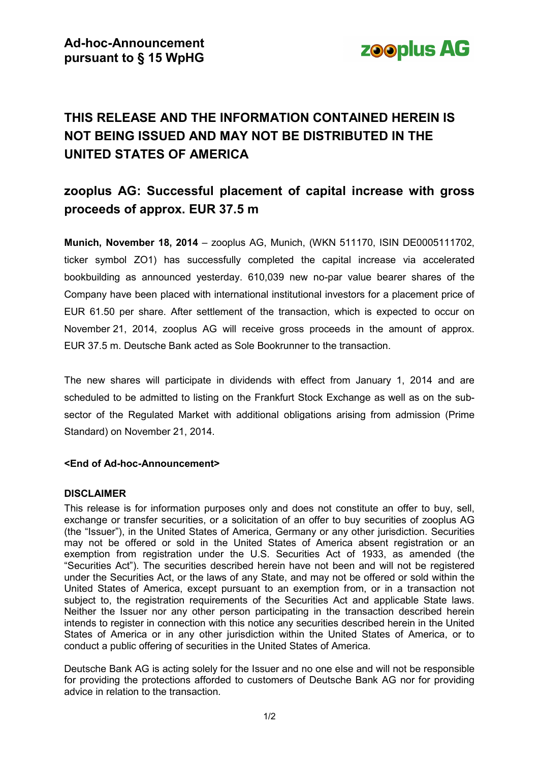**Ad-hoc-Announcement pursuant to § 15 WpHG**

zooplus AG

# THIS RELEASE AND THE INFORMATION CONTAINED HEREIN IS NOT BEING ISSUED AND MAY NOT BE DISTRIBUTED IN THE UNITED STATES OF AMERICA

## zooplus AG: Successful placement of capital increase with gross proceeds of approx. EUR 37.5 m

**Munich, November 18, 2014** – zooplus AG, Munich, (WKN 511170, ISIN DE0005111702, ticker symbol ZO1) has successfully completed the capital increase via accelerated bookbuilding as announced yesterday. 610,039 new no-par value bearer shares of the Company have been placed with international institutional investors for a placement price of EUR 61.50 per share. After settlement of the transaction, which is expected to occur on November 21, 2014, zooplus AG will receive gross proceeds in the amount of approx. EUR 37.5 m. Deutsche Bank acted as Sole Bookrunner to the transaction.

The new shares will participate in dividends with effect from January 1, 2014 and are scheduled to be admitted to listing on the Frankfurt Stock Exchange as well as on the sub-sector of the Regulated Market with additional obligations arising from admission (Prime Standard) on November 21, 2014.

**<End of Ad-hoc-Announcement>**

**DISCLAIMER**

This release is for information purposes only and does not constitute an offer to buy, sell, exchange or transfer securities, or a solicitation of an offer to buy securities of zooplus AG (the "Issuer"), in the United States of America, Germany or any other jurisdiction. Securities may not be offered or sold in the United States of America absent registration or an exemption from registration under the U.S. Securities Act of 1933, as amended (the "Securities Act"). The securities described herein have not been and will not be registered under the Securities Act, or the laws of any State, and may not be offered or sold within the United States of America, except pursuant to an exemption from, or in a transaction not subject to, the registration requirements of the Securities Act and applicable State laws. Neither the Issuer nor any other person participating in the transaction described herein intends to register in connection with this notice any securities described herein in the United States of America or in any other jurisdiction within the United States of America, or to conduct a public offering of securities in the United States of America.

Deutsche Bank AG is acting solely for the Issuer and no one else and will not be responsible for providing the protections afforded to customers of Deutsche Bank AG nor for providing advice in relation to the transaction.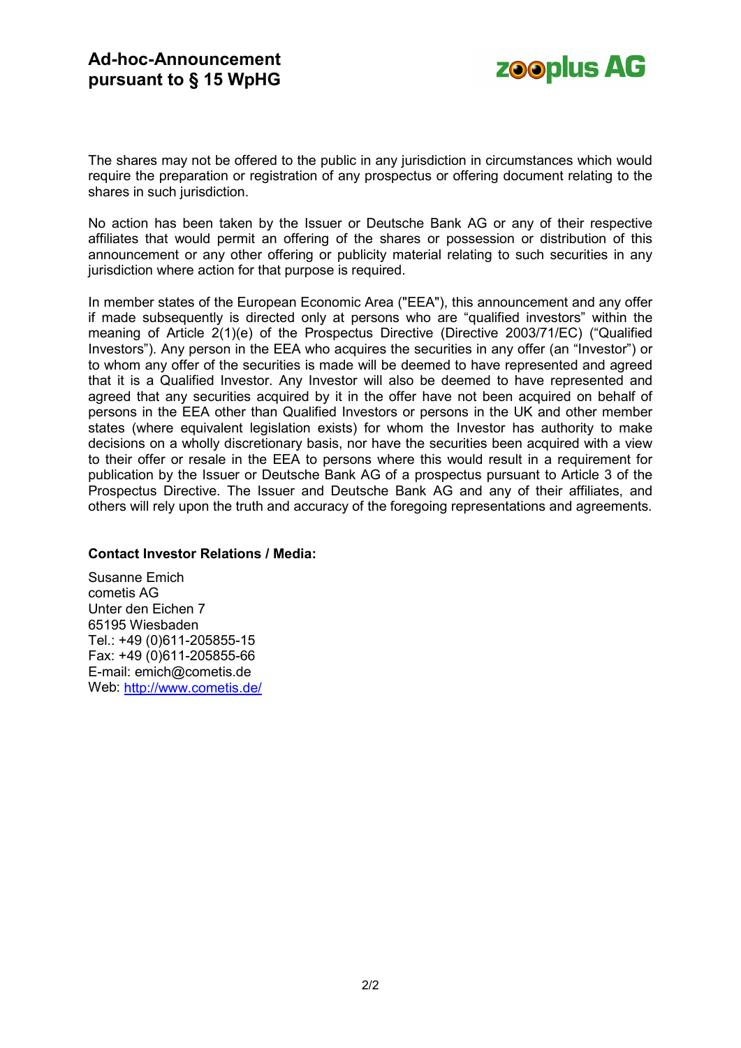The shares may not be offered to the public in any jurisdiction in circumstances which would require the preparation or registration of any prospectus or offering document relating to the shares in such jurisdiction.

No action has been taken by the Issuer or Deutsche Bank AG or any of their respective affiliates that would permit an offering of the shares or possession or distribution of this announcement or any other offering or publicity material relating to such securities in any jurisdiction where action for that purpose is required.

In member states of the European Economic Area ("EEA"), this announcement and any offer if made subsequently is directed only at persons who are "qualified investors" within the meaning of Article 2(1)(e) of the Prospectus Directive (Directive 2003/71/EC) ("Qualified Investors"). Any person in the EEA who acquires the securities in any offer (an "Investor") or to whom any offer of the securities is made will be deemed to have represented and agreed that it is a Qualified Investor. Any Investor will also be deemed to have represented and agreed that any securities acquired by it in the offer have not been acquired on behalf of persons in the EEA other than Qualified Investors or persons in the UK and other member states (where equivalent legislation exists) for whom the Investor has authority to make decisions on a wholly discretionary basis, nor have the securities been acquired with a view to their offer or resale in the EEA to persons where this would result in a requirement for publication by the Issuer or Deutsche Bank AG of a prospectus pursuant to Article 3 of the Prospectus Directive. The Issuer and Deutsche Bank AG and any of their affiliates, and others will rely upon the truth and accuracy of the foregoing representations and agreements.

**Contact Investor Relations / Media:**

Susanne Emich
cometis AG
Unter den Eichen 7
65195 Wiesbaden
Tel.: +49 (0)611-205855-15
Fax: +49 (0)611-205855-66
E-mail: emich@cometis.de
Web: http://www.cometis.de/